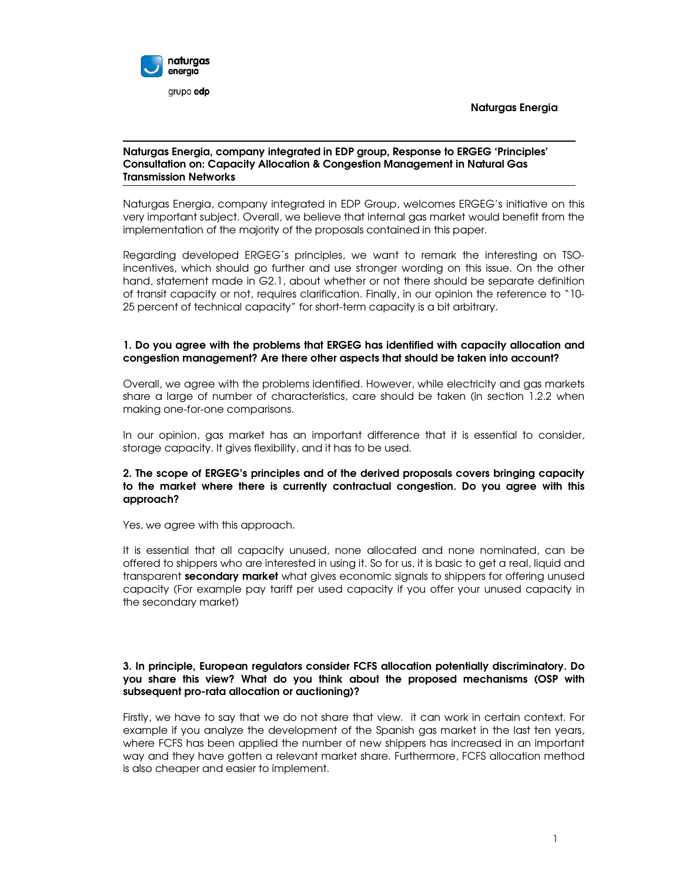Naturgas Energia

**Naturgas Energia, company integrated in EDP group, Response to ERGEG 'Principles' Consultation on: Capacity Allocation & Congestion Management in Natural Gas Transmission Networks**

Naturgas Energia, company integrated in EDP Group, welcomes ERGEG's initiative on this very important subject. Overall, we believe that internal gas market would benefit from the implementation of the majority of the proposals contained in this paper.

Regarding developed ERGEG´s principles, we want to remark the interesting on TSO-incentives, which should go further and use stronger wording on this issue. On the other hand, statement made in G2.1, about whether or not there should be separate definition of transit capacity or not, requires clarification. Finally, in our opinion the reference to "10-25 percent of technical capacity" for short-term capacity is a bit arbitrary.

**1. Do you agree with the problems that ERGEG has identified with capacity allocation and congestion management? Are there other aspects that should be taken into account?**

Overall, we agree with the problems identified. However, while electricity and gas markets share a large of number of characteristics, care should be taken (in section 1.2.2 when making one-for-one comparisons.

In our opinion, gas market has an important difference that it is essential to consider, storage capacity. It gives flexibility, and it has to be used.

**2. The scope of ERGEG's principles and of the derived proposals covers bringing capacity to the market where there is currently contractual congestion. Do you agree with this approach?**

Yes, we agree with this approach.

It is essential that all capacity unused, none allocated and none nominated, can be offered to shippers who are interested in using it. So for us, it is basic to get a real, liquid and transparent **secondary market** what gives economic signals to shippers for offering unused capacity (For example pay tariff per used capacity if you offer your unused capacity in the secondary market)

**3. In principle, European regulators consider FCFS allocation potentially discriminatory. Do you share this view? What do you think about the proposed mechanisms (OSP with subsequent pro-rata allocation or auctioning)?**

Firstly, we have to say that we do not share that view. it can work in certain context. For example if you analyze the development of the Spanish gas market in the last ten years, where FCFS has been applied the number of new shippers has increased in an important way and they have gotten a relevant market share. Furthermore, FCFS allocation method is also cheaper and easier to implement.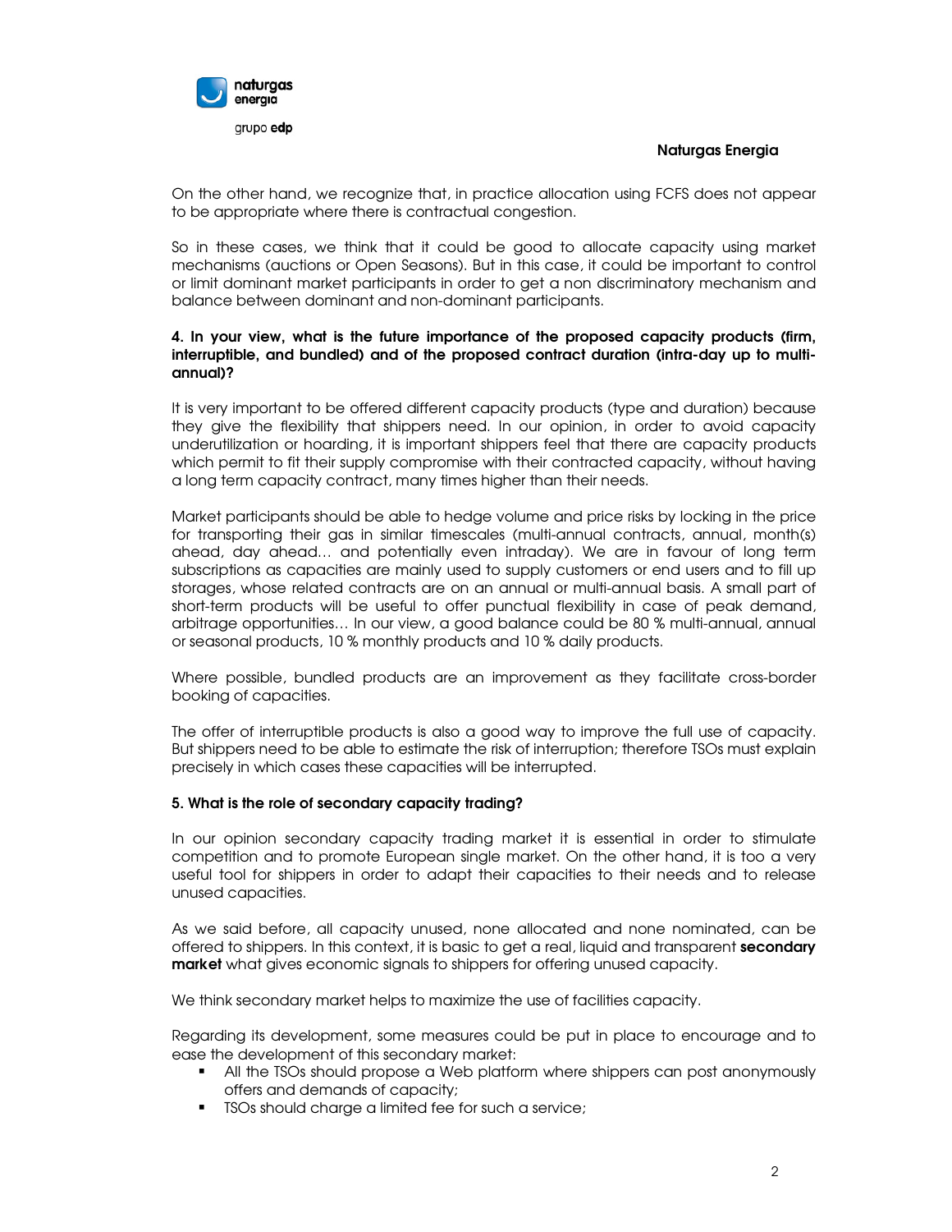On the other hand, we recognize that, in practice allocation using FCFS does not appear to be appropriate where there is contractual congestion.

So in these cases, we think that it could be good to allocate capacity using market mechanisms (auctions or Open Seasons). But in this case, it could be important to control or limit dominant market participants in order to get a non discriminatory mechanism and balance between dominant and non-dominant participants.

**4. In your view, what is the future importance of the proposed capacity products (firm, interruptible, and bundled) and of the proposed contract duration (intra-day up to multi-annual)?**

It is very important to be offered different capacity products (type and duration) because they give the flexibility that shippers need. In our opinion, in order to avoid capacity underutilization or hoarding, it is important shippers feel that there are capacity products which permit to fit their supply compromise with their contracted capacity, without having a long term capacity contract, many times higher than their needs.

Market participants should be able to hedge volume and price risks by locking in the price for transporting their gas in similar timescales (multi-annual contracts, annual, month(s) ahead, day ahead… and potentially even intraday). We are in favour of long term subscriptions as capacities are mainly used to supply customers or end users and to fill up storages, whose related contracts are on an annual or multi-annual basis. A small part of short-term products will be useful to offer punctual flexibility in case of peak demand, arbitrage opportunities… In our view, a good balance could be 80 % multi-annual, annual or seasonal products, 10 % monthly products and 10 % daily products.

Where possible, bundled products are an improvement as they facilitate cross-border booking of capacities.

The offer of interruptible products is also a good way to improve the full use of capacity. But shippers need to be able to estimate the risk of interruption; therefore TSOs must explain precisely in which cases these capacities will be interrupted.

**5. What is the role of secondary capacity trading?**

In our opinion secondary capacity trading market it is essential in order to stimulate competition and to promote European single market. On the other hand, it is too a very useful tool for shippers in order to adapt their capacities to their needs and to release unused capacities.

As we said before, all capacity unused, none allocated and none nominated, can be offered to shippers. In this context, it is basic to get a real, liquid and transparent **secondary market** what gives economic signals to shippers for offering unused capacity.

We think secondary market helps to maximize the use of facilities capacity.

Regarding its development, some measures could be put in place to encourage and to ease the development of this secondary market:

- All the TSOs should propose a Web platform where shippers can post anonymously offers and demands of capacity;
- TSOs should charge a limited fee for such a service;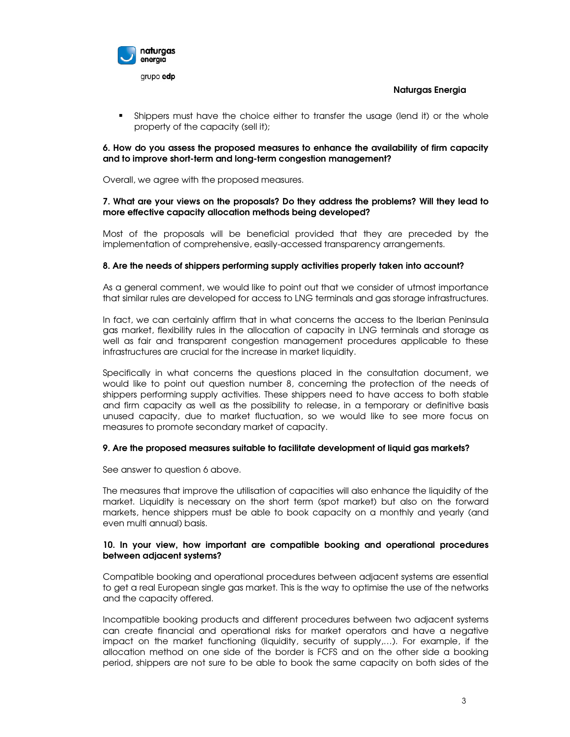- Shippers must have the choice either to transfer the usage (lend it) or the whole property of the capacity (sell it);

**6. How do you assess the proposed measures to enhance the availability of firm capacity and to improve short-term and long-term congestion management?**

Overall, we agree with the proposed measures.

**7. What are your views on the proposals? Do they address the problems? Will they lead to more effective capacity allocation methods being developed?**

Most of the proposals will be beneficial provided that they are preceded by the implementation of comprehensive, easily-accessed transparency arrangements.

**8. Are the needs of shippers performing supply activities properly taken into account?**

As a general comment, we would like to point out that we consider of utmost importance that similar rules are developed for access to LNG terminals and gas storage infrastructures.

In fact, we can certainly affirm that in what concerns the access to the Iberian Peninsula gas market, flexibility rules in the allocation of capacity in LNG terminals and storage as well as fair and transparent congestion management procedures applicable to these infrastructures are crucial for the increase in market liquidity.

Specifically in what concerns the questions placed in the consultation document, we would like to point out question number 8, concerning the protection of the needs of shippers performing supply activities. These shippers need to have access to both stable and firm capacity as well as the possibility to release, in a temporary or definitive basis unused capacity, due to market fluctuation, so we would like to see more focus on measures to promote secondary market of capacity.

**9. Are the proposed measures suitable to facilitate development of liquid gas markets?**

See answer to question 6 above.

The measures that improve the utilisation of capacities will also enhance the liquidity of the market. Liquidity is necessary on the short term (spot market) but also on the forward markets, hence shippers must be able to book capacity on a monthly and yearly (and even multi annual) basis.

**10. In your view, how important are compatible booking and operational procedures between adjacent systems?**

Compatible booking and operational procedures between adjacent systems are essential to get a real European single gas market. This is the way to optimise the use of the networks and the capacity offered.

Incompatible booking products and different procedures between two adjacent systems can create financial and operational risks for market operators and have a negative impact on the market functioning (liquidity, security of supply,…). For example, if the allocation method on one side of the border is FCFS and on the other side a booking period, shippers are not sure to be able to book the same capacity on both sides of the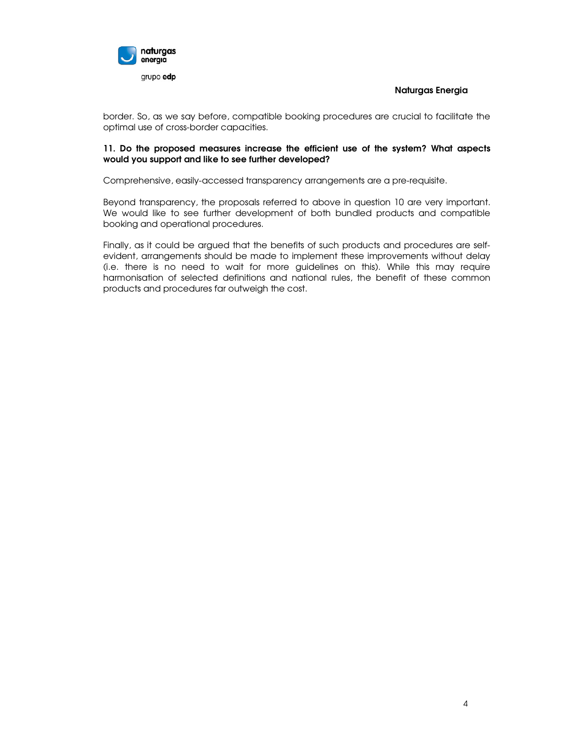border. So, as we say before, compatible booking procedures are crucial to facilitate the optimal use of cross-border capacities.

**11. Do the proposed measures increase the efficient use of the system? What aspects would you support and like to see further developed?**

Comprehensive, easily-accessed transparency arrangements are a pre-requisite.

Beyond transparency, the proposals referred to above in question 10 are very important. We would like to see further development of both bundled products and compatible booking and operational procedures.

Finally, as it could be argued that the benefits of such products and procedures are self-evident, arrangements should be made to implement these improvements without delay (i.e. there is no need to wait for more guidelines on this). While this may require harmonisation of selected definitions and national rules, the benefit of these common products and procedures far outweigh the cost.